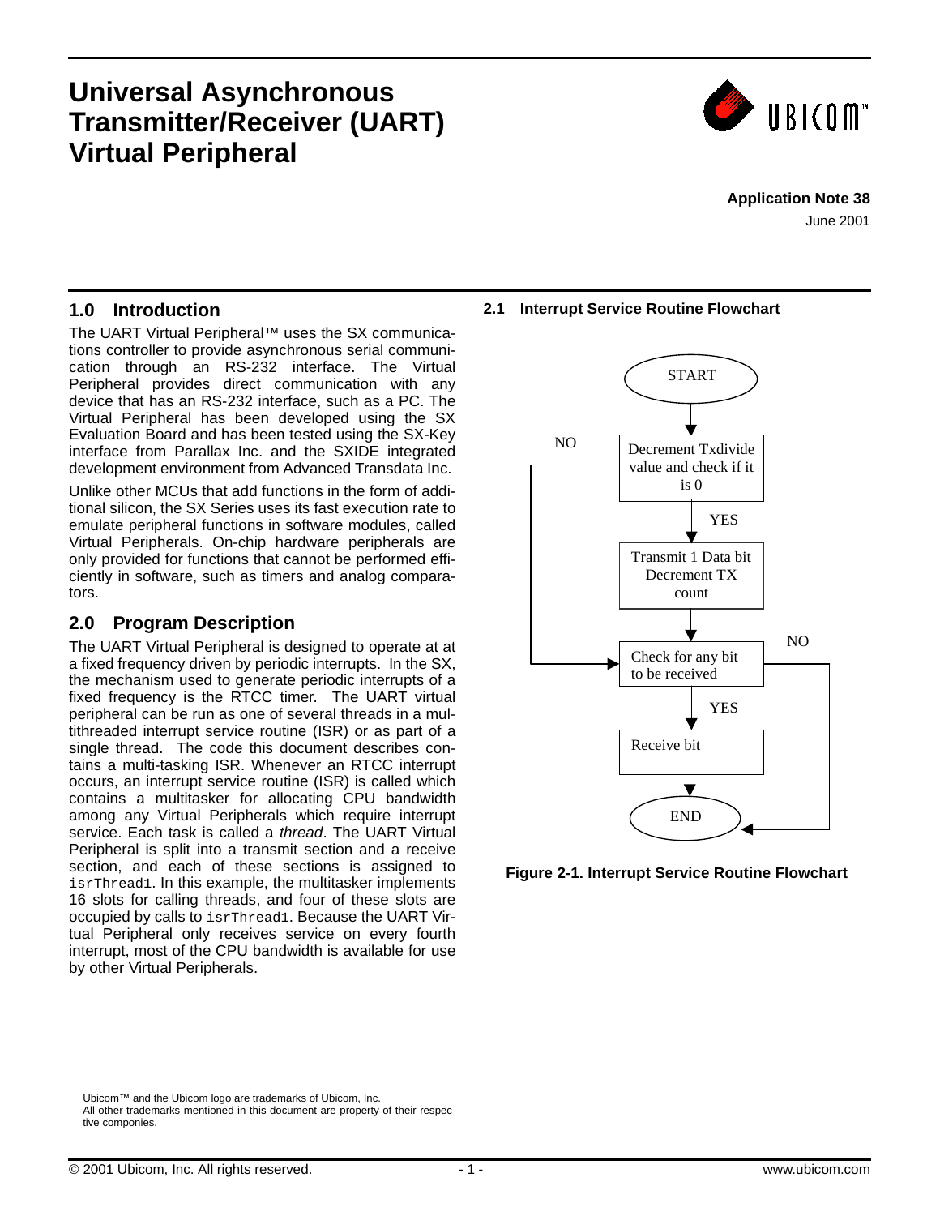# Universal Asynchronous Transmitter/Receiver (UART) Virtual Peripheral

**Application Note 38**

June 2001

## 1.0 Introduction

The UART Virtual Peripheral™ uses the SX communications controller to provide asynchronous serial communication through an RS-232 interface. The Virtual Peripheral provides direct communication with any device that has an RS-232 interface, such as a PC. The Virtual Peripheral has been developed using the SX Evaluation Board and has been tested using the SX-Key interface from Parallax Inc. and the SXIDE integrated development environment from Advanced Transdata Inc.

Unlike other MCUs that add functions in the form of additional silicon, the SX Series uses its fast execution rate to emulate peripheral functions in software modules, called Virtual Peripherals. On-chip hardware peripherals are only provided for functions that cannot be performed efficiently in software, such as timers and analog comparators.

## 2.0 Program Description

The UART Virtual Peripheral is designed to operate at at a fixed frequency driven by periodic interrupts. In the SX, the mechanism used to generate periodic interrupts of a fixed frequency is the RTCC timer. The UART virtual peripheral can be run as one of several threads in a multithreaded interrupt service routine (ISR) or as part of a single thread. The code this document describes contains a multi-tasking ISR. Whenever an RTCC interrupt occurs, an interrupt service routine (ISR) is called which contains a multitasker for allocating CPU bandwidth among any Virtual Peripherals which require interrupt service. Each task is called a *thread*. The UART Virtual Peripheral is split into a transmit section and a receive section, and each of these sections is assigned to `isrThread1`. In this example, the multitasker implements 16 slots for calling threads, and four of these slots are occupied by calls to `isrThread1`. Because the UART Virtual Peripheral only receives service on every fourth interrupt, most of the CPU bandwidth is available for use by other Virtual Peripherals.

### 2.1 Interrupt Service Routine Flowchart

START → Decrement Txdivide value and check if it is 0 → (YES) Transmit 1 Data bit Decrement TX count → Check for any bit to be received; (NO from Txdivide check) → Check for any bit to be received → (YES) Receive bit → END; (NO) → END

**Figure 2-1. Interrupt Service Routine Flowchart**

Ubicom™ and the Ubicom logo are trademarks of Ubicom, Inc.
All other trademarks mentioned in this document are property of their respective componies.

© 2001 Ubicom, Inc. All rights reserved. www.ubicom.com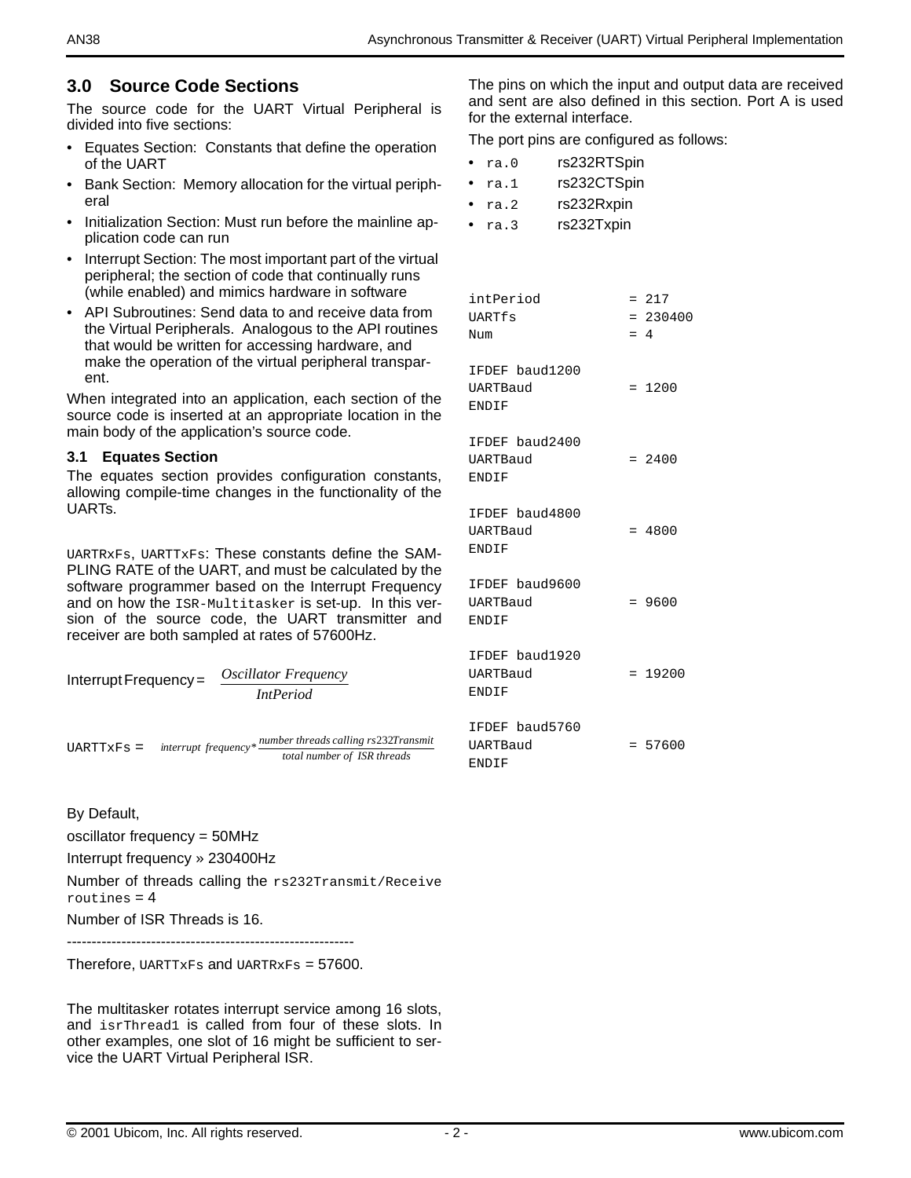## 3.0 Source Code Sections

The source code for the UART Virtual Peripheral is divided into five sections:

- Equates Section: Constants that define the operation of the UART
- Bank Section: Memory allocation for the virtual peripheral
- Initialization Section: Must run before the mainline application code can run
- Interrupt Section: The most important part of the virtual peripheral; the section of code that continually runs (while enabled) and mimics hardware in software
- API Subroutines: Send data to and receive data from the Virtual Peripherals. Analogous to the API routines that would be written for accessing hardware, and make the operation of the virtual peripheral transparent.

When integrated into an application, each section of the source code is inserted at an appropriate location in the main body of the application's source code.

### 3.1 Equates Section

The equates section provides configuration constants, allowing compile-time changes in the functionality of the UARTs.

`UARTRxFs`, `UARTTxFs`: These constants define the SAMPLING RATE of the UART, and must be calculated by the software programmer based on the Interrupt Frequency and on how the `ISR-Multitasker` is set-up. In this version of the source code, the UART transmitter and receiver are both sampled at rates of 57600Hz.

$$\text{Interrupt Frequency} = \frac{\textit{Oscillator Frequency}}{\textit{IntPeriod}}$$

$$\texttt{UARTTxFs} = \textit{interrupt frequency} * \frac{\textit{number threads calling rs232Transmit}}{\textit{total number of ISR threads}}$$

By Default,

oscillator frequency = 50MHz

Interrupt frequency » 230400Hz

Number of threads calling the `rs232Transmit/Receive` `routines` = 4

Number of ISR Threads is 16.

---------------------------------------------------------

Therefore, `UARTTxFs` and `UARTRxFs` = 57600.

The multitasker rotates interrupt service among 16 slots, and `isrThread1` is called from four of these slots. In other examples, one slot of 16 might be sufficient to service the UART Virtual Peripheral ISR.

The pins on which the input and output data are received and sent are also defined in this section. Port A is used for the external interface.

The port pins are configured as follows:

- `ra.0` rs232RTSpin
- `ra.1` rs232CTSpin
- `ra.2` rs232Rxpin
- `ra.3` rs232Txpin

```
intPeriod          = 217
UARTfs             = 230400
Num                = 4

IFDEF baud1200
UARTBaud           = 1200
ENDIF

IFDEF baud2400
UARTBaud           = 2400
ENDIF

IFDEF baud4800
UARTBaud           = 4800
ENDIF

IFDEF baud9600
UARTBaud           = 9600
ENDIF

IFDEF baud1920
UARTBaud           = 19200
ENDIF

IFDEF baud5760
UARTBaud           = 57600
ENDIF
```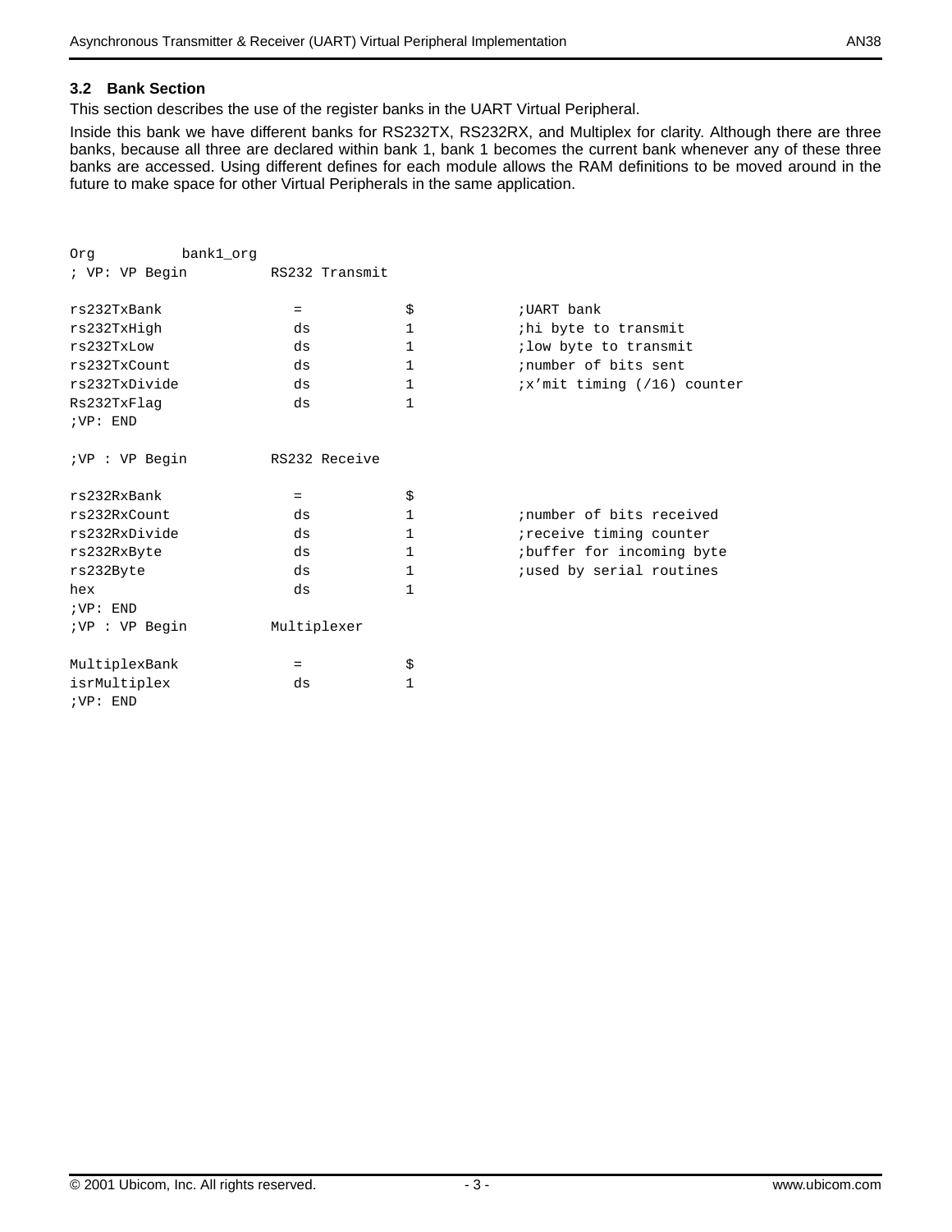### 3.2 Bank Section

This section describes the use of the register banks in the UART Virtual Peripheral.

Inside this bank we have different banks for RS232TX, RS232RX, and Multiplex for clarity. Although there are three banks, because all three are declared within bank 1, bank 1 becomes the current bank whenever any of these three banks are accessed. Using different defines for each module allows the RAM definitions to be moved around in the future to make space for other Virtual Peripherals in the same application.

```
Org          bank1_org
; VP: VP Begin          RS232 Transmit

rs232TxBank               =           $            ;UART bank
rs232TxHigh               ds          1            ;hi byte to transmit
rs232TxLow                ds          1            ;low byte to transmit
rs232TxCount              ds          1            ;number of bits sent
rs232TxDivide             ds          1            ;x'mit timing (/16) counter
Rs232TxFlag               ds          1
;VP: END

;VP : VP Begin          RS232 Receive

rs232RxBank               =           $
rs232RxCount              ds          1            ;number of bits received
rs232RxDivide             ds          1            ;receive timing counter
rs232RxByte               ds          1            ;buffer for incoming byte
rs232Byte                 ds          1            ;used by serial routines
hex                       ds          1
;VP: END
;VP : VP Begin          Multiplexer

MultiplexBank             =           $
isrMultiplex              ds          1
;VP: END
```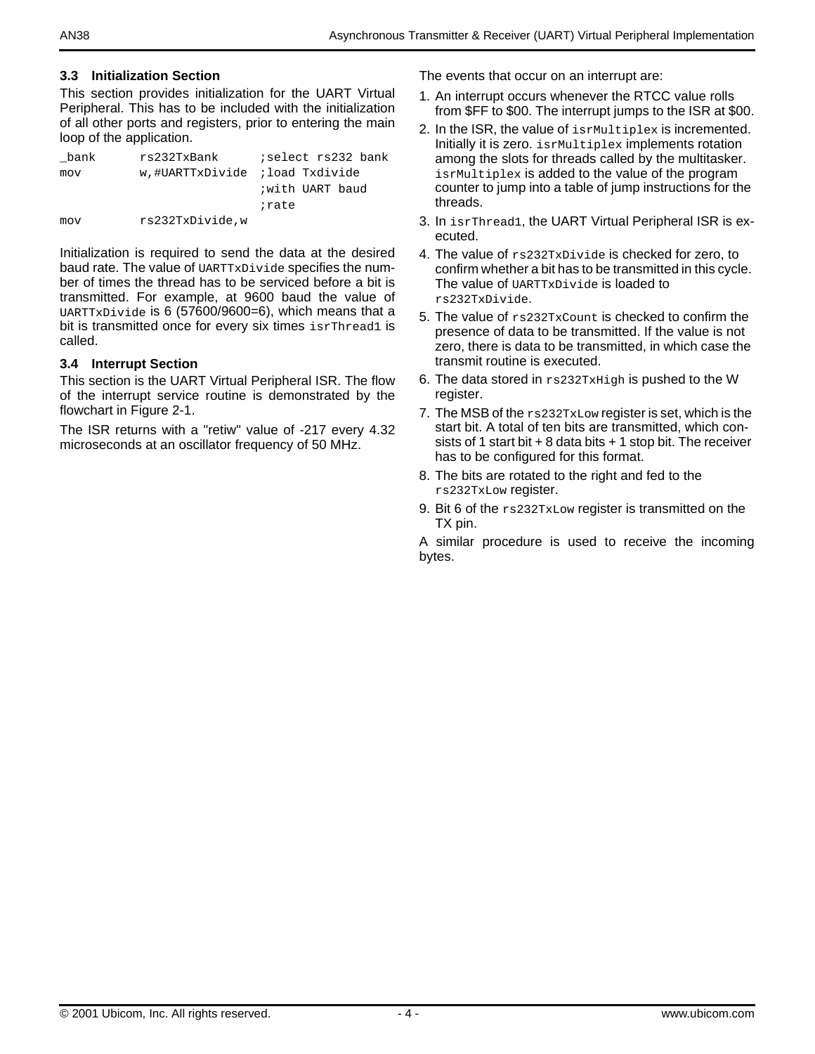### 3.3 Initialization Section

This section provides initialization for the UART Virtual Peripheral. This has to be included with the initialization of all other ports and registers, prior to entering the main loop of the application.

```
_bank       rs232TxBank      ;select rs232 bank
mov         w,#UARTTxDivide  ;load Txdivide
                             ;with UART baud
                             ;rate
mov         rs232TxDivide,w
```

Initialization is required to send the data at the desired baud rate. The value of `UARTTxDivide` specifies the number of times the thread has to be serviced before a bit is transmitted. For example, at 9600 baud the value of `UARTTxDivide` is 6 (57600/9600=6), which means that a bit is transmitted once for every six times `isrThread1` is called.

### 3.4 Interrupt Section

This section is the UART Virtual Peripheral ISR. The flow of the interrupt service routine is demonstrated by the flowchart in Figure 2-1.

The ISR returns with a "retiw" value of -217 every 4.32 microseconds at an oscillator frequency of 50 MHz.

The events that occur on an interrupt are:

1. An interrupt occurs whenever the RTCC value rolls from $FF to $00. The interrupt jumps to the ISR at $00.
2. In the ISR, the value of `isrMultiplex` is incremented. Initially it is zero. `isrMultiplex` implements rotation among the slots for threads called by the multitasker. `isrMultiplex` is added to the value of the program counter to jump into a table of jump instructions for the threads.
3. In `isrThread1`, the UART Virtual Peripheral ISR is executed.
4. The value of `rs232TxDivide` is checked for zero, to confirm whether a bit has to be transmitted in this cycle. The value of `UARTTxDivide` is loaded to `rs232TxDivide`.
5. The value of `rs232TxCount` is checked to confirm the presence of data to be transmitted. If the value is not zero, there is data to be transmitted, in which case the transmit routine is executed.
6. The data stored in `rs232TxHigh` is pushed to the W register.
7. The MSB of the `rs232TxLow` register is set, which is the start bit. A total of ten bits are transmitted, which consists of 1 start bit + 8 data bits + 1 stop bit. The receiver has to be configured for this format.
8. The bits are rotated to the right and fed to the `rs232TxLow` register.
9. Bit 6 of the `rs232TxLow` register is transmitted on the TX pin.

A similar procedure is used to receive the incoming bytes.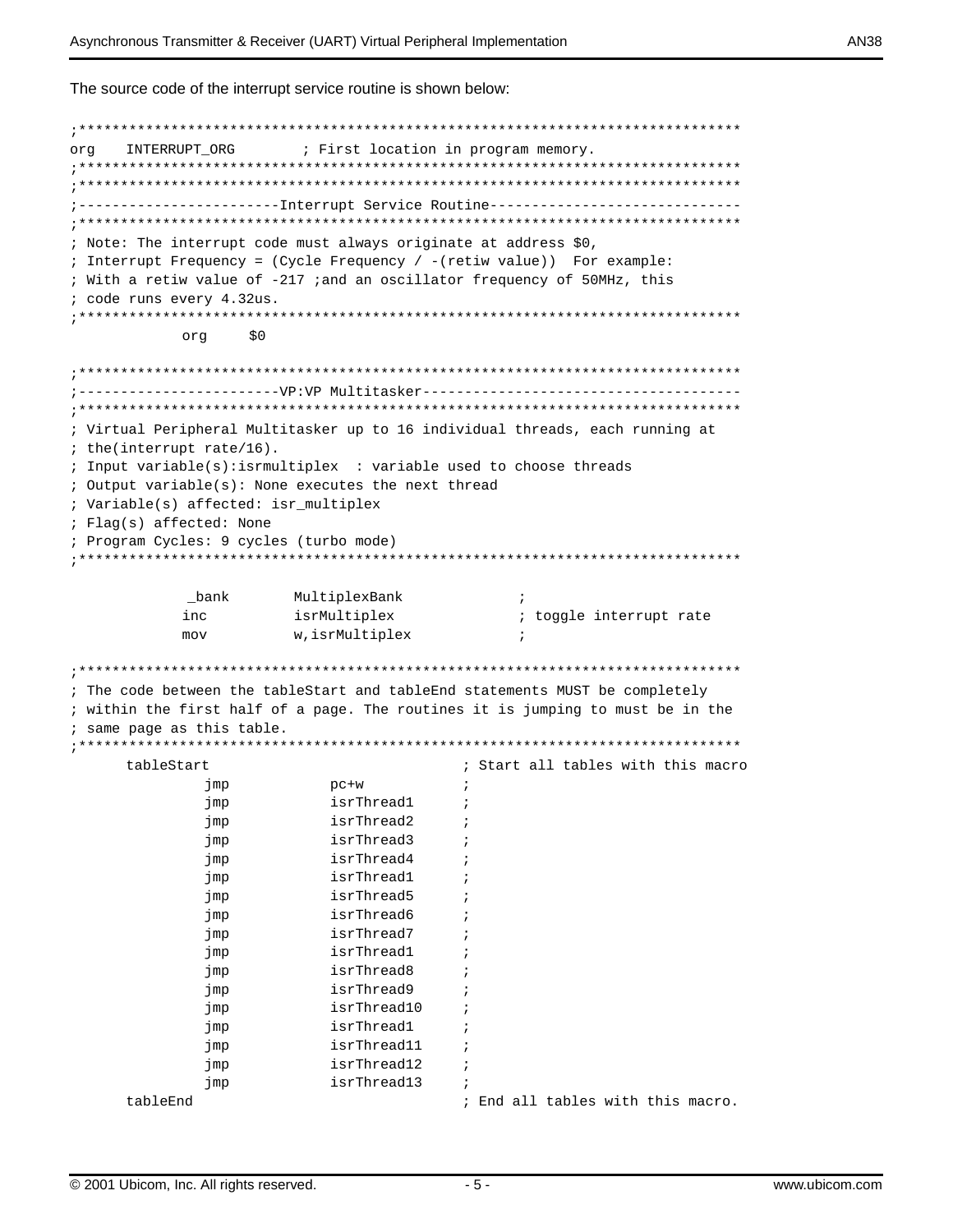The source code of the interrupt service routine is shown below:

```
;*****************************************************************************
org    INTERRUPT_ORG        ; First location in program memory.
;*****************************************************************************
;*****************************************************************************
;------------------------Interrupt Service Routine-----------------------------
;*****************************************************************************
; Note: The interrupt code must always originate at address $0,
; Interrupt Frequency = (Cycle Frequency / -(retiw value))  For example:
; With a retiw value of -217 ;and an oscillator frequency of 50MHz, this
; code runs every 4.32us.
;*****************************************************************************
             org     $0

;*****************************************************************************
;------------------------VP:VP Multitasker-------------------------------------
;*****************************************************************************
; Virtual Peripheral Multitasker up to 16 individual threads, each running at
; the(interrupt rate/16).
; Input variable(s):isrmultiplex  : variable used to choose threads
; Output variable(s): None executes the next thread
; Variable(s) affected: isr_multiplex
; Flag(s) affected: None
; Program Cycles: 9 cycles (turbo mode)
;*****************************************************************************

              _bank       MultiplexBank             ;
             inc          isrMultiplex              ; toggle interrupt rate
             mov          w,isrMultiplex            ;

;*****************************************************************************
; The code between the tableStart and tableEnd statements MUST be completely
; within the first half of a page. The routines it is jumping to must be in the
; same page as this table.
;*****************************************************************************
      tableStart                             ; Start all tables with this macro
              jmp           pc+w             ;
              jmp           isrThread1       ;
              jmp           isrThread2       ;
              jmp           isrThread3       ;
              jmp           isrThread4       ;
              jmp           isrThread1       ;
              jmp           isrThread5       ;
              jmp           isrThread6       ;
              jmp           isrThread7       ;
              jmp           isrThread1       ;
              jmp           isrThread8       ;
              jmp           isrThread9       ;
              jmp           isrThread10      ;
              jmp           isrThread1       ;
              jmp           isrThread11      ;
              jmp           isrThread12      ;
              jmp           isrThread13      ;
      tableEnd                               ; End all tables with this macro.
```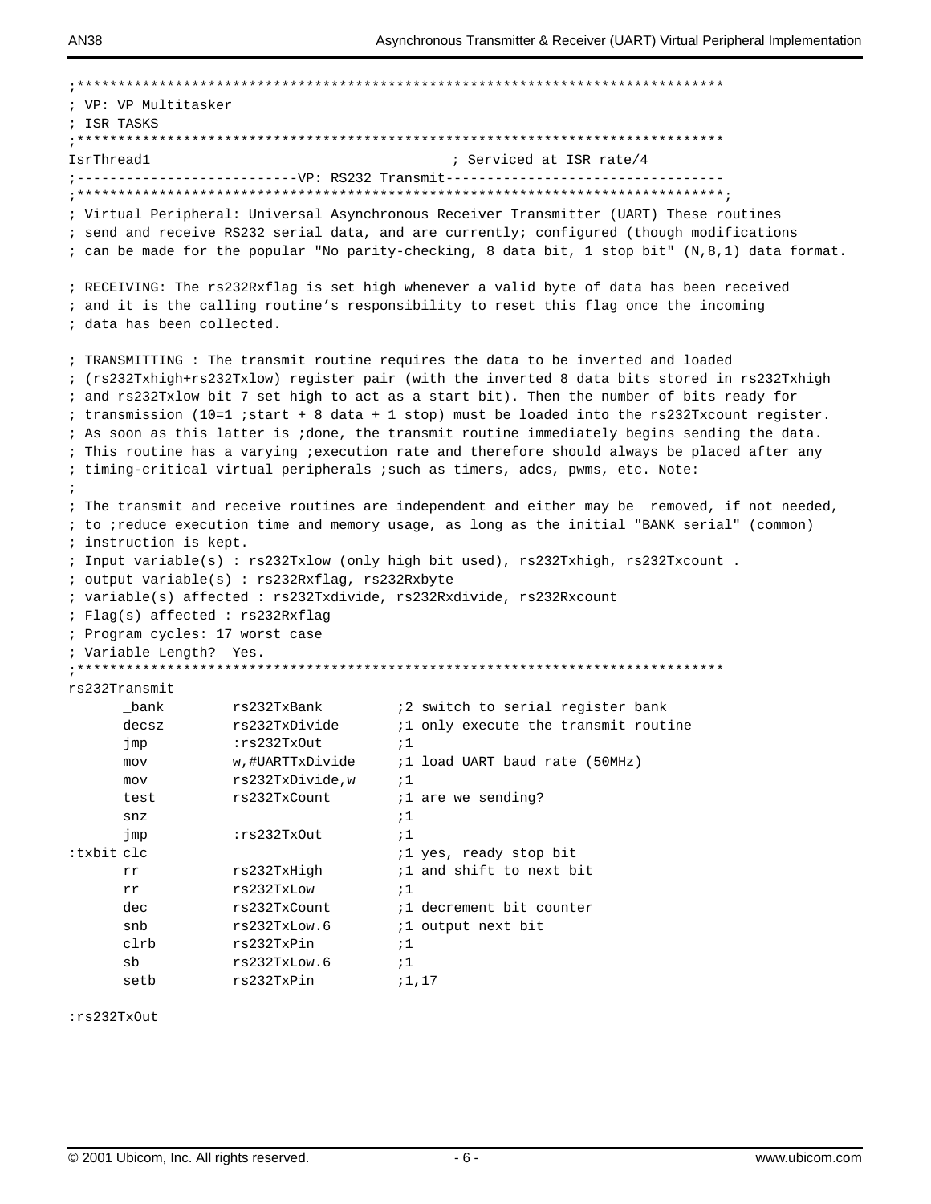```
;*****************************************************************************
; VP: VP Multitasker
; ISR TASKS
;*****************************************************************************
IsrThread1                                   ; Serviced at ISR rate/4
;---------------------------VP: RS232 Transmit---------------------------------
;*****************************************************************************;
; Virtual Peripheral: Universal Asynchronous Receiver Transmitter (UART) These routines
; send and receive RS232 serial data, and are currently; configured (though modifications
; can be made for the popular "No parity-checking, 8 data bit, 1 stop bit" (N,8,1) data format.

; RECEIVING: The rs232Rxflag is set high whenever a valid byte of data has been received
; and it is the calling routine's responsibility to reset this flag once the incoming
; data has been collected.

; TRANSMITTING : The transmit routine requires the data to be inverted and loaded
; (rs232Txhigh+rs232Txlow) register pair (with the inverted 8 data bits stored in rs232Txhigh
; and rs232Txlow bit 7 set high to act as a start bit). Then the number of bits ready for
; transmission (10=1 ;start + 8 data + 1 stop) must be loaded into the rs232Txcount register.
; As soon as this latter is ;done, the transmit routine immediately begins sending the data.
; This routine has a varying ;execution rate and therefore should always be placed after any
; timing-critical virtual peripherals ;such as timers, adcs, pwms, etc. Note:
;
; The transmit and receive routines are independent and either may be  removed, if not needed,
; to ;reduce execution time and memory usage, as long as the initial "BANK serial" (common)
; instruction is kept.
; Input variable(s) : rs232Txlow (only high bit used), rs232Txhigh, rs232Txcount .
; output variable(s) : rs232Rxflag, rs232Rxbyte
; variable(s) affected : rs232Txdivide, rs232Rxdivide, rs232Rxcount
; Flag(s) affected : rs232Rxflag
; Program cycles: 17 worst case
; Variable Length?  Yes.
;*****************************************************************************
rs232Transmit
      _bank        rs232TxBank         ;2 switch to serial register bank
      decsz        rs232TxDivide       ;1 only execute the transmit routine
      jmp          :rs232TxOut         ;1
      mov          w,#UARTTxDivide     ;1 load UART baud rate (50MHz)
      mov          rs232TxDivide,w     ;1
      test         rs232TxCount        ;1 are we sending?
      snz                              ;1
      jmp          :rs232TxOut         ;1
:txbit clc                             ;1 yes, ready stop bit
      rr           rs232TxHigh         ;1 and shift to next bit
      rr           rs232TxLow          ;1
      dec          rs232TxCount        ;1 decrement bit counter
      snb          rs232TxLow.6        ;1 output next bit
      clrb         rs232TxPin          ;1
      sb           rs232TxLow.6        ;1
      setb         rs232TxPin          ;1,17

:rs232TxOut
```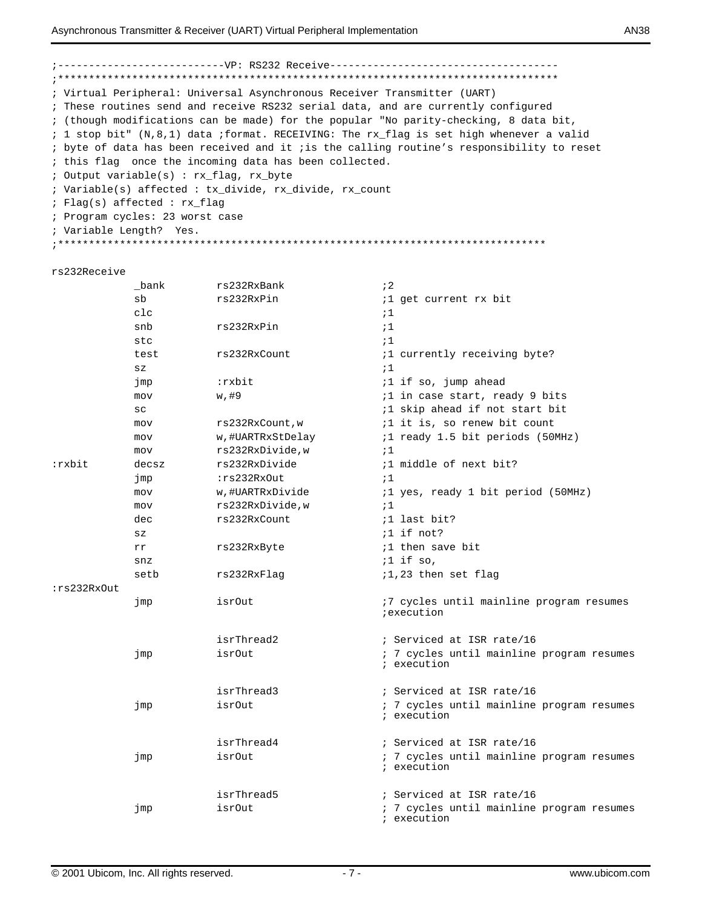```
;---------------------------VP: RS232 Receive------------------------------------
;********************************************************************************
; Virtual Peripheral: Universal Asynchronous Receiver Transmitter (UART)
; These routines send and receive RS232 serial data, and are currently configured
; (though modifications can be made) for the popular "No parity-checking, 8 data bit,
; 1 stop bit" (N,8,1) data ;format. RECEIVING: The rx_flag is set high whenever a valid
; byte of data has been received and it ;is the calling routine's responsibility to reset
; this flag  once the incoming data has been collected.
; Output variable(s) : rx_flag, rx_byte
; Variable(s) affected : tx_divide, rx_divide, rx_count
; Flag(s) affected : rx_flag
; Program cycles: 23 worst case
; Variable Length?  Yes.
;*******************************************************************************

rs232Receive
             _bank        rs232RxBank              ;2
             sb           rs232RxPin               ;1 get current rx bit
             clc                                   ;1
             snb          rs232RxPin               ;1
             stc                                   ;1
             test         rs232RxCount             ;1 currently receiving byte?
             sz                                    ;1
             jmp          :rxbit                   ;1 if so, jump ahead
             mov          w,#9                     ;1 in case start, ready 9 bits
             sc                                    ;1 skip ahead if not start bit
             mov          rs232RxCount,w           ;1 it is, so renew bit count
             mov          w,#UARTRxStDelay         ;1 ready 1.5 bit periods (50MHz)
             mov          rs232RxDivide,w          ;1
:rxbit       decsz        rs232RxDivide            ;1 middle of next bit?
             jmp          :rs232RxOut              ;1
             mov          w,#UARTRxDivide          ;1 yes, ready 1 bit period (50MHz)
             mov          rs232RxDivide,w          ;1
             dec          rs232RxCount             ;1 last bit?
             sz                                    ;1 if not?
             rr           rs232RxByte              ;1 then save bit
             snz                                   ;1 if so,
             setb         rs232RxFlag              ;1,23 then set flag
:rs232RxOut
             jmp          isrOut                   ;7 cycles until mainline program resumes
                                                   ;execution

                          isrThread2               ; Serviced at ISR rate/16
             jmp          isrOut                   ; 7 cycles until mainline program resumes
                                                   ; execution

                          isrThread3               ; Serviced at ISR rate/16
             jmp          isrOut                   ; 7 cycles until mainline program resumes
                                                   ; execution

                          isrThread4               ; Serviced at ISR rate/16
             jmp          isrOut                   ; 7 cycles until mainline program resumes
                                                   ; execution

                          isrThread5               ; Serviced at ISR rate/16
             jmp          isrOut                   ; 7 cycles until mainline program resumes
                                                   ; execution
```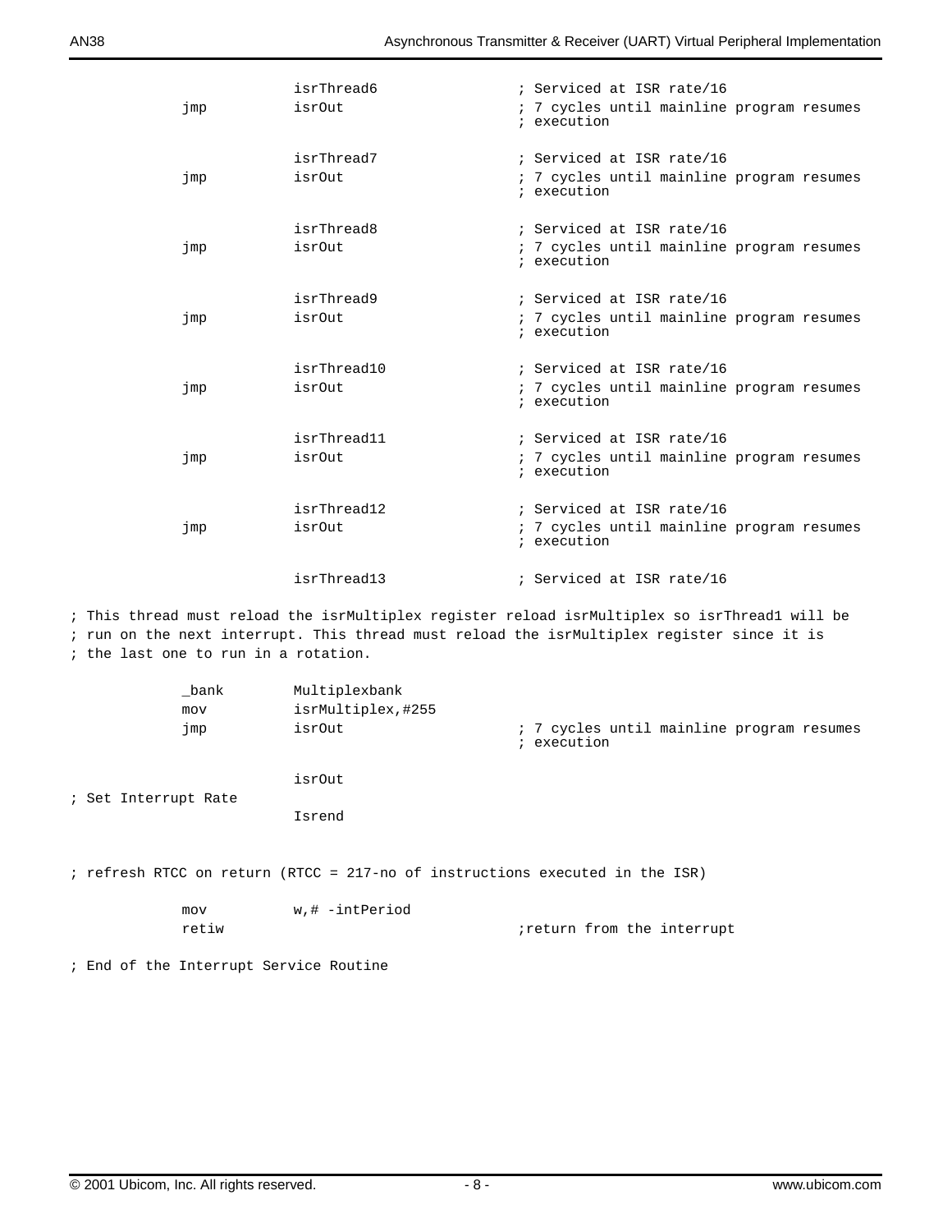```
                isrThread6              ; Serviced at ISR rate/16
        jmp     isrOut                  ; 7 cycles until mainline program resumes
                                        ; execution

                isrThread7              ; Serviced at ISR rate/16
        jmp     isrOut                  ; 7 cycles until mainline program resumes
                                        ; execution

                isrThread8              ; Serviced at ISR rate/16
        jmp     isrOut                  ; 7 cycles until mainline program resumes
                                        ; execution

                isrThread9              ; Serviced at ISR rate/16
        jmp     isrOut                  ; 7 cycles until mainline program resumes
                                        ; execution

                isrThread10             ; Serviced at ISR rate/16
        jmp     isrOut                  ; 7 cycles until mainline program resumes
                                        ; execution

                isrThread11             ; Serviced at ISR rate/16
        jmp     isrOut                  ; 7 cycles until mainline program resumes
                                        ; execution

                isrThread12             ; Serviced at ISR rate/16
        jmp     isrOut                  ; 7 cycles until mainline program resumes
                                        ; execution

                isrThread13             ; Serviced at ISR rate/16

; This thread must reload the isrMultiplex register reload isrMultiplex so isrThread1 will be
; run on the next interrupt. This thread must reload the isrMultiplex register since it is
; the last one to run in a rotation.

        _bank   Multiplexbank
        mov     isrMultiplex,#255
        jmp     isrOut                  ; 7 cycles until mainline program resumes
                                        ; execution

                isrOut
; Set Interrupt Rate
                Isrend


; refresh RTCC on return (RTCC = 217-no of instructions executed in the ISR)

        mov     w,# -intPeriod
        retiw                           ;return from the interrupt

; End of the Interrupt Service Routine
```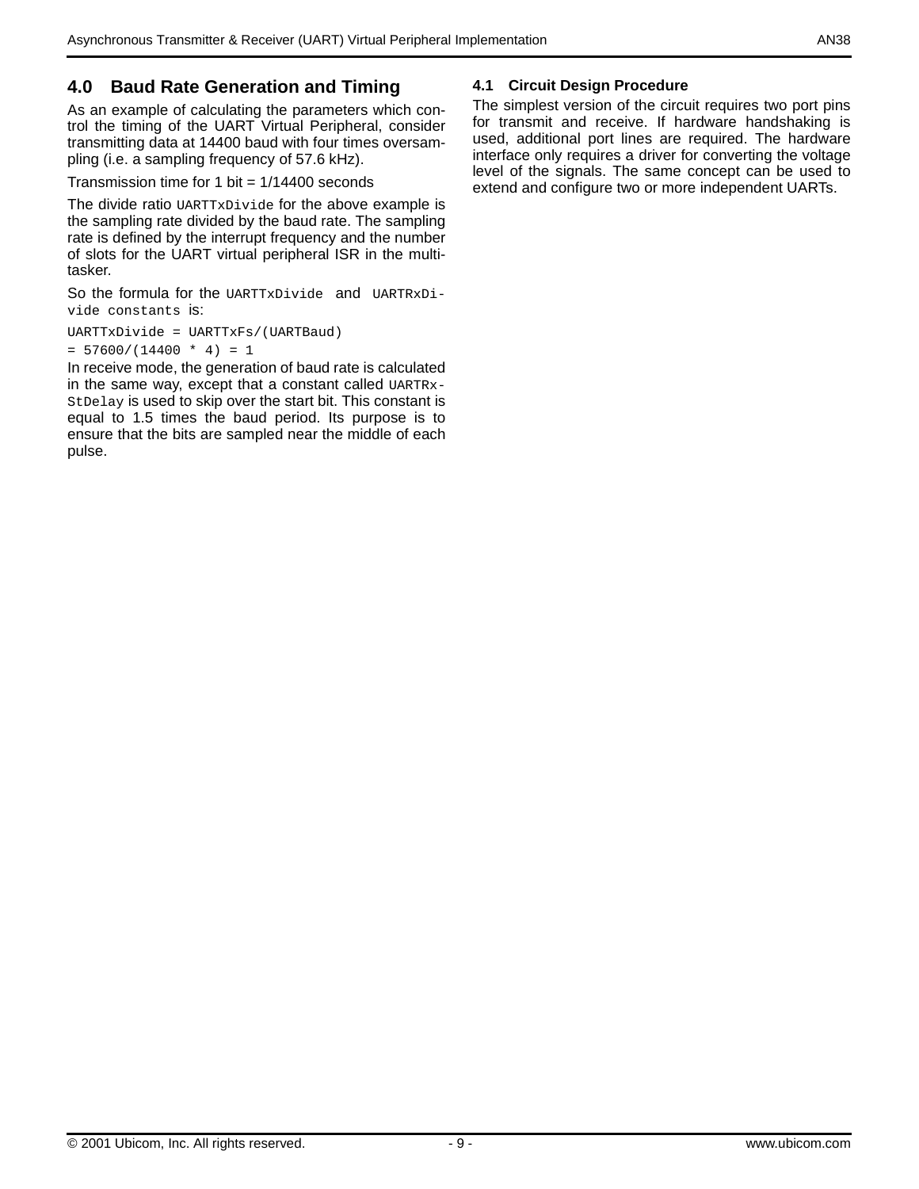## 4.0 Baud Rate Generation and Timing

As an example of calculating the parameters which control the timing of the UART Virtual Peripheral, consider transmitting data at 14400 baud with four times oversampling (i.e. a sampling frequency of 57.6 kHz).

Transmission time for 1 bit = 1/14400 seconds

The divide ratio `UARTTxDivide` for the above example is the sampling rate divided by the baud rate. The sampling rate is defined by the interrupt frequency and the number of slots for the UART virtual peripheral ISR in the multitasker.

So the formula for the `UARTTxDivide` and `UARTRxDivide constants` is:

```
UARTTxDivide = UARTTxFs/(UARTBaud)
= 57600/(14400 * 4) = 1
```

In receive mode, the generation of baud rate is calculated in the same way, except that a constant called `UARTRxStDelay` is used to skip over the start bit. This constant is equal to 1.5 times the baud period. Its purpose is to ensure that the bits are sampled near the middle of each pulse.

### 4.1 Circuit Design Procedure

The simplest version of the circuit requires two port pins for transmit and receive. If hardware handshaking is used, additional port lines are required. The hardware interface only requires a driver for converting the voltage level of the signals. The same concept can be used to extend and configure two or more independent UARTs.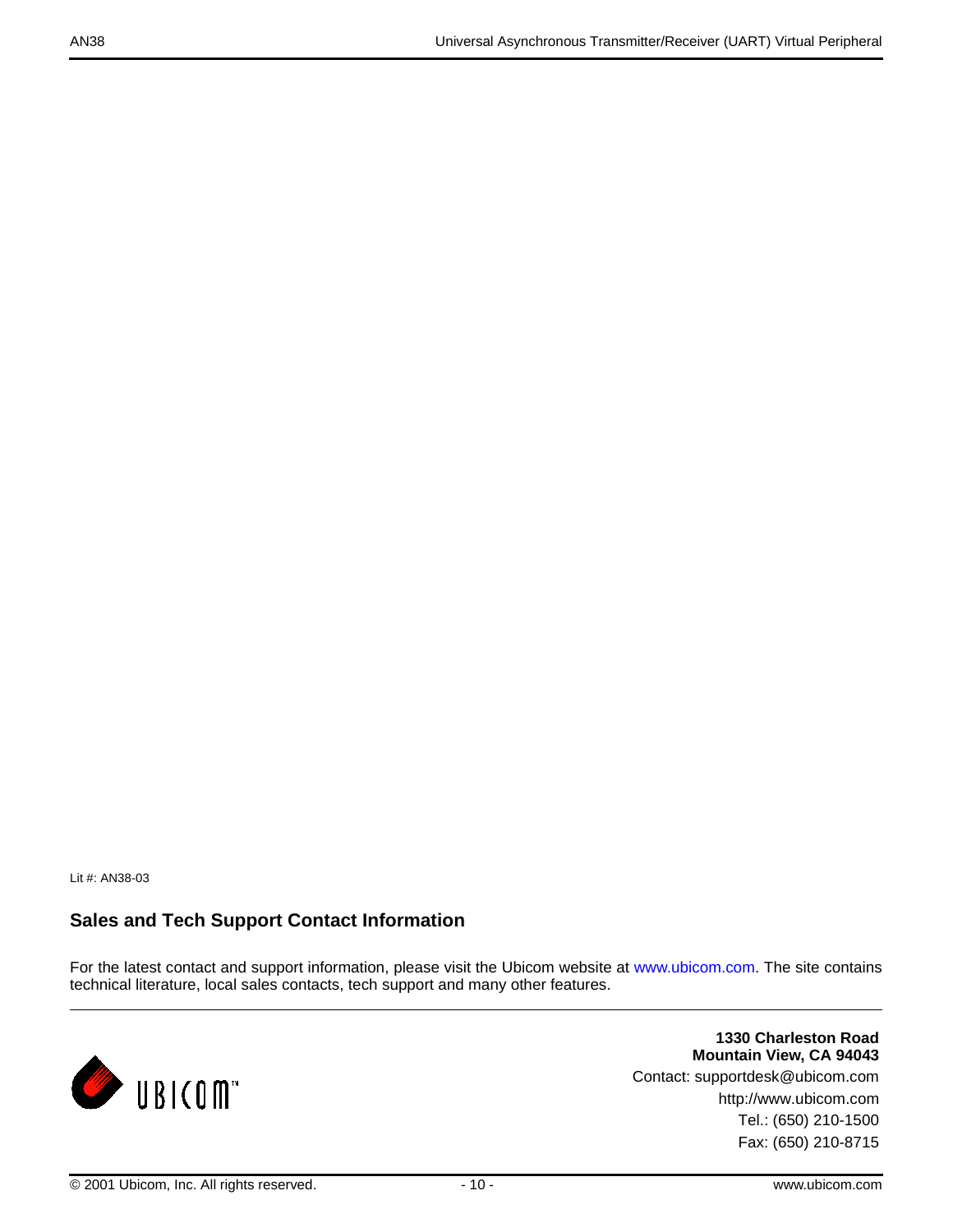Lit #: AN38-03

## Sales and Tech Support Contact Information

For the latest contact and support information, please visit the Ubicom website at www.ubicom.com. The site contains technical literature, local sales contacts, tech support and many other features.

**1330 Charleston Road**
**Mountain View, CA 94043**

Contact: supportdesk@ubicom.com
http://www.ubicom.com
Tel.: (650) 210-1500
Fax: (650) 210-8715

© 2001 Ubicom, Inc. All rights reserved.